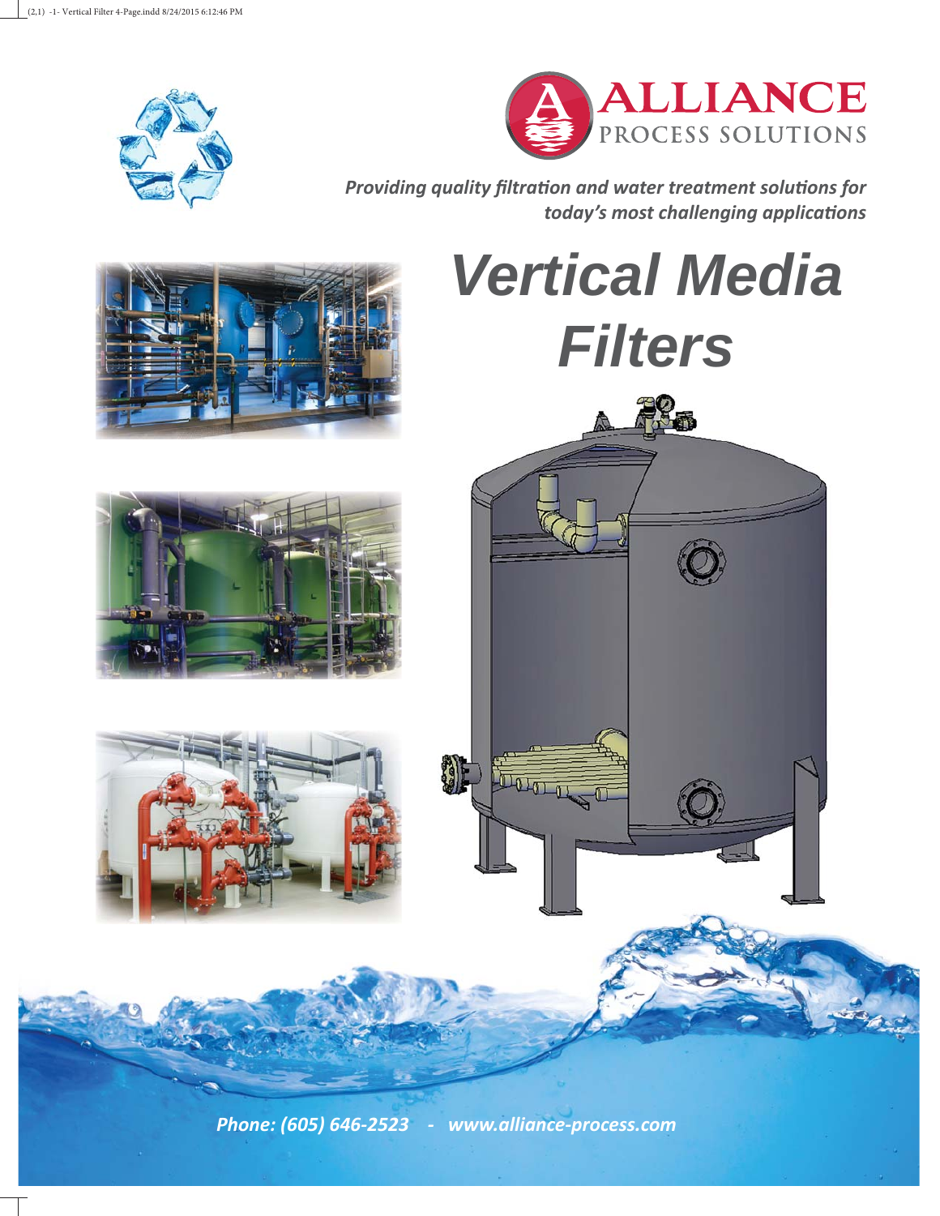# ALLIANCE PROCESS SOLUTIONS

*Providing quality filtration and water treatment solutions for today's most challenging applications*

# Vertical Media Filters

*Phone: (605) 646-2523 - www.alliance-process.com*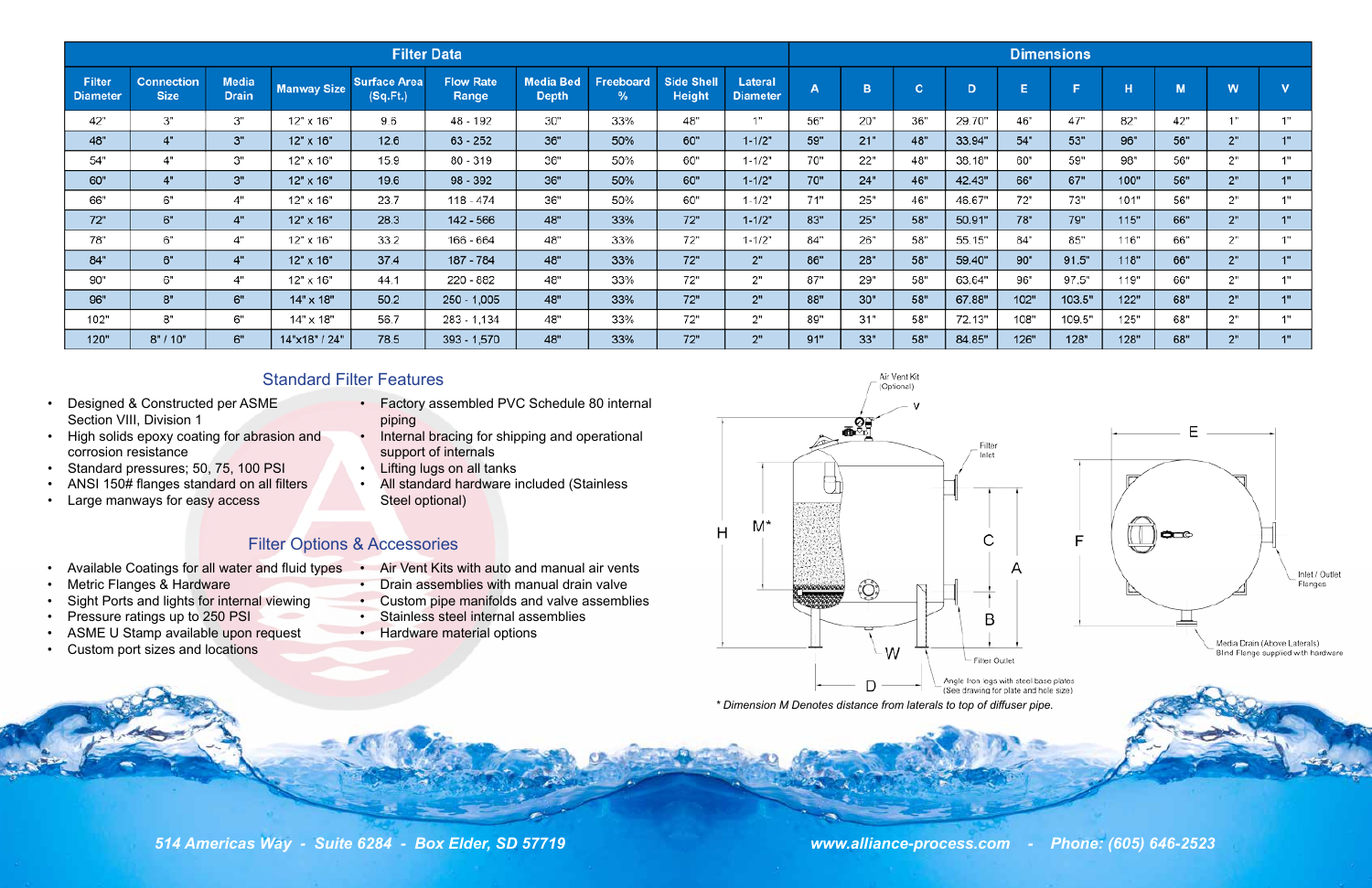| Filter Data | | | | | | | | | | Dimensions | | | | | | | | | |
|---|---|---|---|---|---|---|---|---|---|---|---|---|---|---|---|---|---|---|---|
| Filter Diameter | Connection Size | Media Drain | Manway Size | Surface Area (Sq.Ft.) | Flow Rate Range | Media Bed Depth | Freeboard % | Side Shell Height | Lateral Diameter | A | B | C | D | E | F | H | M | W | V |
| 42" | 3" | 3" | 12" x 16" | 9.6 | 48 - 192 | 30" | 33% | 48" | 1" | 56" | 20" | 36" | 29.70" | 46" | 47" | 82" | 42" | 1" | 1" |
| 48" | 4" | 3" | 12" x 16" | 12.6 | 63 - 252 | 36" | 50% | 60" | 1-1/2" | 59" | 21" | 48" | 33.94" | 54" | 53" | 96" | 56" | 2" | 1" |
| 54" | 4" | 3" | 12" x 16" | 15.9 | 80 - 319 | 36" | 50% | 60" | 1-1/2" | 70" | 22" | 48" | 38.18" | 60" | 59" | 98" | 56" | 2" | 1" |
| 60" | 4" | 3" | 12" x 16" | 19.6 | 98 - 392 | 36" | 50% | 60" | 1-1/2" | 70" | 24" | 46" | 42.43" | 66" | 67" | 100" | 56" | 2" | 1" |
| 66" | 6" | 4" | 12" x 16" | 23.7 | 118 - 474 | 36" | 50% | 60" | 1-1/2" | 71" | 25" | 46" | 46.67" | 72" | 73" | 101" | 56" | 2" | 1" |
| 72" | 6" | 4" | 12" x 16" | 28.3 | 142 - 566 | 48" | 33% | 72" | 1-1/2" | 83" | 25" | 58" | 50.91" | 78" | 79" | 115" | 66" | 2" | 1" |
| 78" | 6" | 4" | 12" x 16" | 33.2 | 166 - 664 | 48" | 33% | 72" | 1-1/2" | 84" | 26" | 58" | 55.15" | 84" | 85" | 116" | 66" | 2" | 1" |
| 84" | 6" | 4" | 12" x 16" | 37.4 | 187 - 784 | 48" | 33% | 72" | 2" | 86" | 28" | 58" | 59.40" | 90" | 91.5" | 118" | 66" | 2" | 1" |
| 90" | 6" | 4" | 12" x 16" | 44.1 | 220 - 882 | 48" | 33% | 72" | 2" | 87" | 29" | 58" | 63.64" | 96" | 97.5" | 119" | 66" | 2" | 1" |
| 96" | 8" | 6" | 14" x 18" | 50.2 | 250 - 1,005 | 48" | 33% | 72" | 2" | 88" | 30" | 58" | 67.88" | 102" | 103.5" | 122" | 68" | 2" | 1" |
| 102" | 8" | 6" | 14" x 18" | 56.7 | 283 - 1,134 | 48" | 33% | 72" | 2" | 89" | 31" | 58" | 72.13" | 108" | 109.5" | 125" | 68" | 2" | 1" |
| 120" | 8" / 10" | 6" | 14"x18" / 24" | 78.5 | 393 - 1,570 | 48" | 33% | 72" | 2" | 91" | 33" | 58" | 84.85" | 126" | 128" | 128" | 68" | 2" | 1" |

## Standard Filter Features

- Designed & Constructed per ASME Section VIII, Division 1
- High solids epoxy coating for abrasion and corrosion resistance
- Standard pressures; 50, 75, 100 PSI
- ANSI 150# flanges standard on all filters
- Large manways for easy access
- Factory assembled PVC Schedule 80 internal piping
- Internal bracing for shipping and operational support of internals
- Lifting lugs on all tanks
- All standard hardware included (Stainless Steel optional)

## Filter Options & Accessories

- Available Coatings for all water and fluid types
- Metric Flanges & Hardware
- Sight Ports and lights for internal viewing
- Pressure ratings up to 250 PSI
- ASME U Stamp available upon request
- Custom port sizes and locations
- Air Vent Kits with auto and manual air vents
- Drain assemblies with manual drain valve
- Custom pipe manifolds and valve assemblies
- Stainless steel internal assemblies
- Hardware material options

Air Vent Kit (Optional)

Filter Inlet

Filter Outlet

Angle Iron legs with steel base plates (See drawing for plate and hole size)

Inlet / Outlet Flanges

Media Drain (Above Laterals) Blind Flange supplied with hardware

*\* Dimension M Denotes distance from laterals to top of diffuser pipe.*

*514 Americas Way - Suite 6284 - Box Elder, SD 57719*

*www.alliance-process.com - Phone: (605) 646-2523*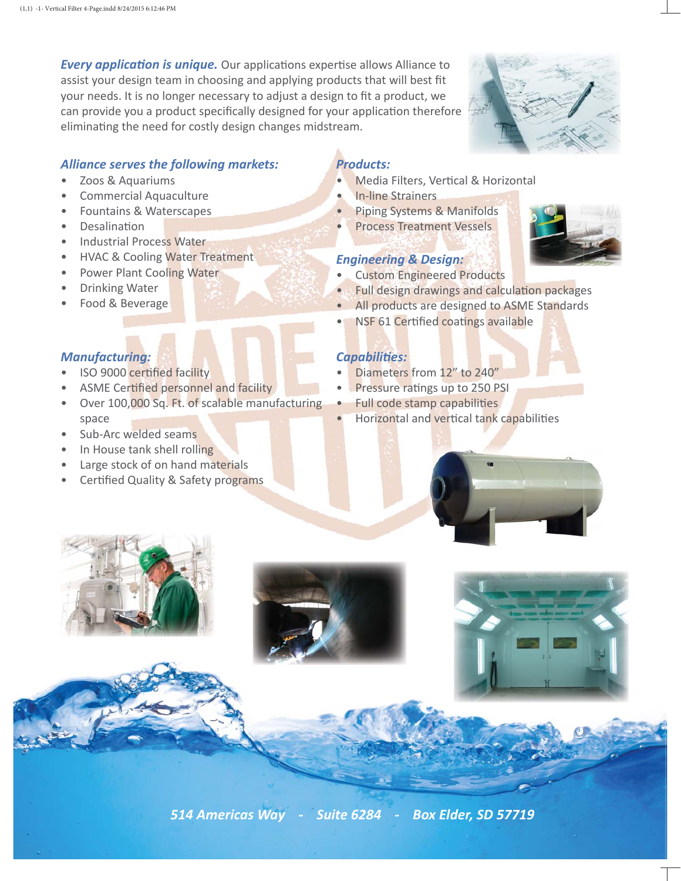***Every application is unique.*** Our applications expertise allows Alliance to assist your design team in choosing and applying products that will best fit your needs. It is no longer necessary to adjust a design to fit a product, we can provide you a product specifically designed for your application therefore eliminating the need for costly design changes midstream.

### *Alliance serves the following markets:*

- Zoos & Aquariums
- Commercial Aquaculture
- Fountains & Waterscapes
- Desalination
- Industrial Process Water
- HVAC & Cooling Water Treatment
- Power Plant Cooling Water
- Drinking Water
- Food & Beverage

### *Manufacturing:*

- ISO 9000 certified facility
- ASME Certified personnel and facility
- Over 100,000 Sq. Ft. of scalable manufacturing space
- Sub-Arc welded seams
- In House tank shell rolling
- Large stock of on hand materials
- Certified Quality & Safety programs

### *Products:*

- Media Filters, Vertical & Horizontal
- In-line Strainers
- Piping Systems & Manifolds
- Process Treatment Vessels

### *Engineering & Design:*

- Custom Engineered Products
- Full design drawings and calculation packages
- All products are designed to ASME Standards
- NSF 61 Certified coatings available

### *Capabilities:*

- Diameters from 12” to 240”
- Pressure ratings up to 250 PSI
- Full code stamp capabilities
- Horizontal and vertical tank capabilities

*514 Americas Way - Suite 6284 - Box Elder, SD 57719*